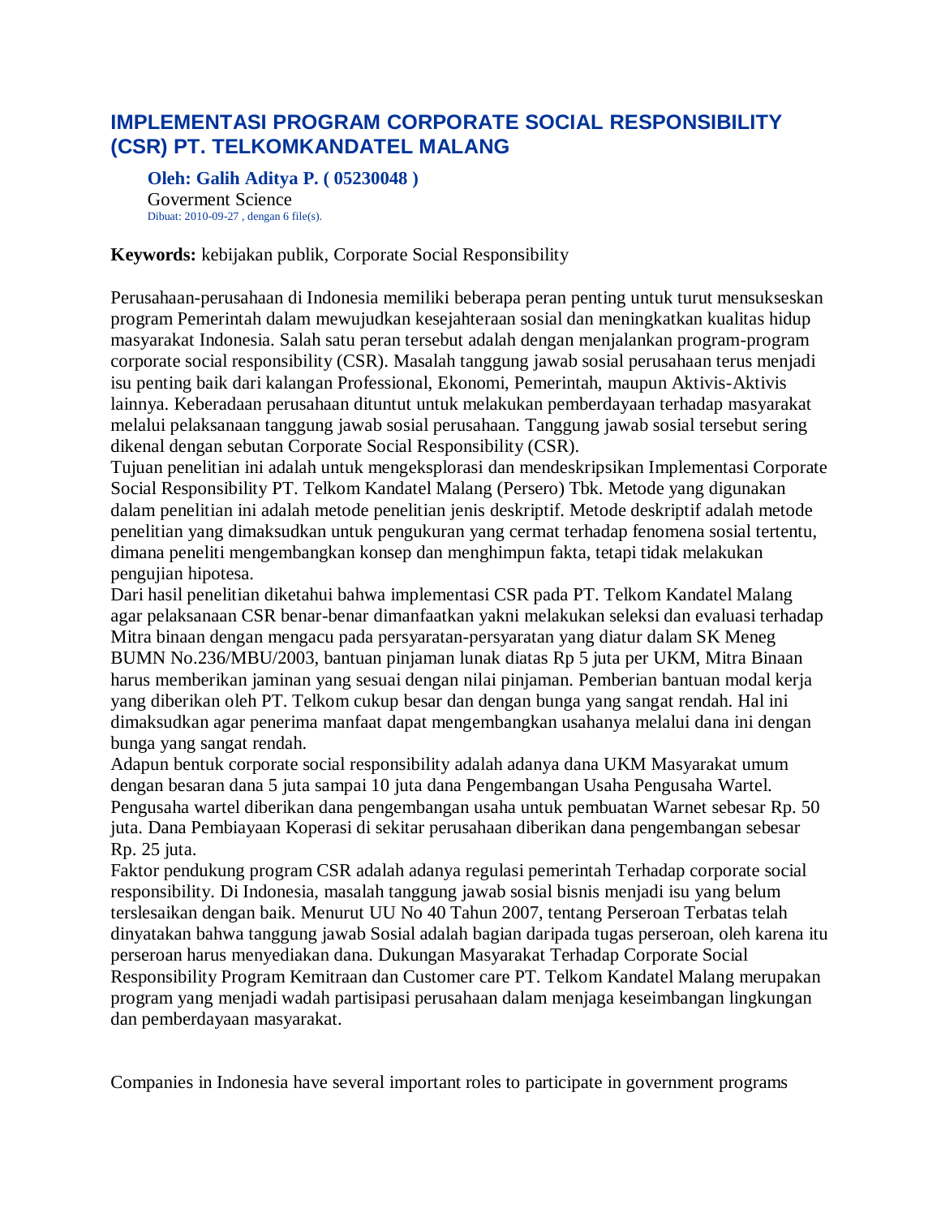# IMPLEMENTASI PROGRAM CORPORATE SOCIAL RESPONSIBILITY (CSR) PT. TELKOMKANDATEL MALANG

**Oleh: Galih Aditya P. ( 05230048 )**
Goverment Science
Dibuat: 2010-09-27 , dengan 6 file(s).

**Keywords:** kebijakan publik, Corporate Social Responsibility

Perusahaan-perusahaan di Indonesia memiliki beberapa peran penting untuk turut mensukseskan program Pemerintah dalam mewujudkan kesejahteraan sosial dan meningkatkan kualitas hidup masyarakat Indonesia. Salah satu peran tersebut adalah dengan menjalankan program-program corporate social responsibility (CSR). Masalah tanggung jawab sosial perusahaan terus menjadi isu penting baik dari kalangan Professional, Ekonomi, Pemerintah, maupun Aktivis-Aktivis lainnya. Keberadaan perusahaan dituntut untuk melakukan pemberdayaan terhadap masyarakat melalui pelaksanaan tanggung jawab sosial perusahaan. Tanggung jawab sosial tersebut sering dikenal dengan sebutan Corporate Social Responsibility (CSR).
Tujuan penelitian ini adalah untuk mengeksplorasi dan mendeskripsikan Implementasi Corporate Social Responsibility PT. Telkom Kandatel Malang (Persero) Tbk. Metode yang digunakan dalam penelitian ini adalah metode penelitian jenis deskriptif. Metode deskriptif adalah metode penelitian yang dimaksudkan untuk pengukuran yang cermat terhadap fenomena sosial tertentu, dimana peneliti mengembangkan konsep dan menghimpun fakta, tetapi tidak melakukan pengujian hipotesa.
Dari hasil penelitian diketahui bahwa implementasi CSR pada PT. Telkom Kandatel Malang agar pelaksanaan CSR benar-benar dimanfaatkan yakni melakukan seleksi dan evaluasi terhadap Mitra binaan dengan mengacu pada persyaratan-persyaratan yang diatur dalam SK Meneg BUMN No.236/MBU/2003, bantuan pinjaman lunak diatas Rp 5 juta per UKM, Mitra Binaan harus memberikan jaminan yang sesuai dengan nilai pinjaman. Pemberian bantuan modal kerja yang diberikan oleh PT. Telkom cukup besar dan dengan bunga yang sangat rendah. Hal ini dimaksudkan agar penerima manfaat dapat mengembangkan usahanya melalui dana ini dengan bunga yang sangat rendah.
Adapun bentuk corporate social responsibility adalah adanya dana UKM Masyarakat umum dengan besaran dana 5 juta sampai 10 juta dana Pengembangan Usaha Pengusaha Wartel. Pengusaha wartel diberikan dana pengembangan usaha untuk pembuatan Warnet sebesar Rp. 50 juta. Dana Pembiayaan Koperasi di sekitar perusahaan diberikan dana pengembangan sebesar Rp. 25 juta.
Faktor pendukung program CSR adalah adanya regulasi pemerintah Terhadap corporate social responsibility. Di Indonesia, masalah tanggung jawab sosial bisnis menjadi isu yang belum terslesaikan dengan baik. Menurut UU No 40 Tahun 2007, tentang Perseroan Terbatas telah dinyatakan bahwa tanggung jawab Sosial adalah bagian daripada tugas perseroan, oleh karena itu perseroan harus menyediakan dana. Dukungan Masyarakat Terhadap Corporate Social Responsibility Program Kemitraan dan Customer care PT. Telkom Kandatel Malang merupakan program yang menjadi wadah partisipasi perusahaan dalam menjaga keseimbangan lingkungan dan pemberdayaan masyarakat.

Companies in Indonesia have several important roles to participate in government programs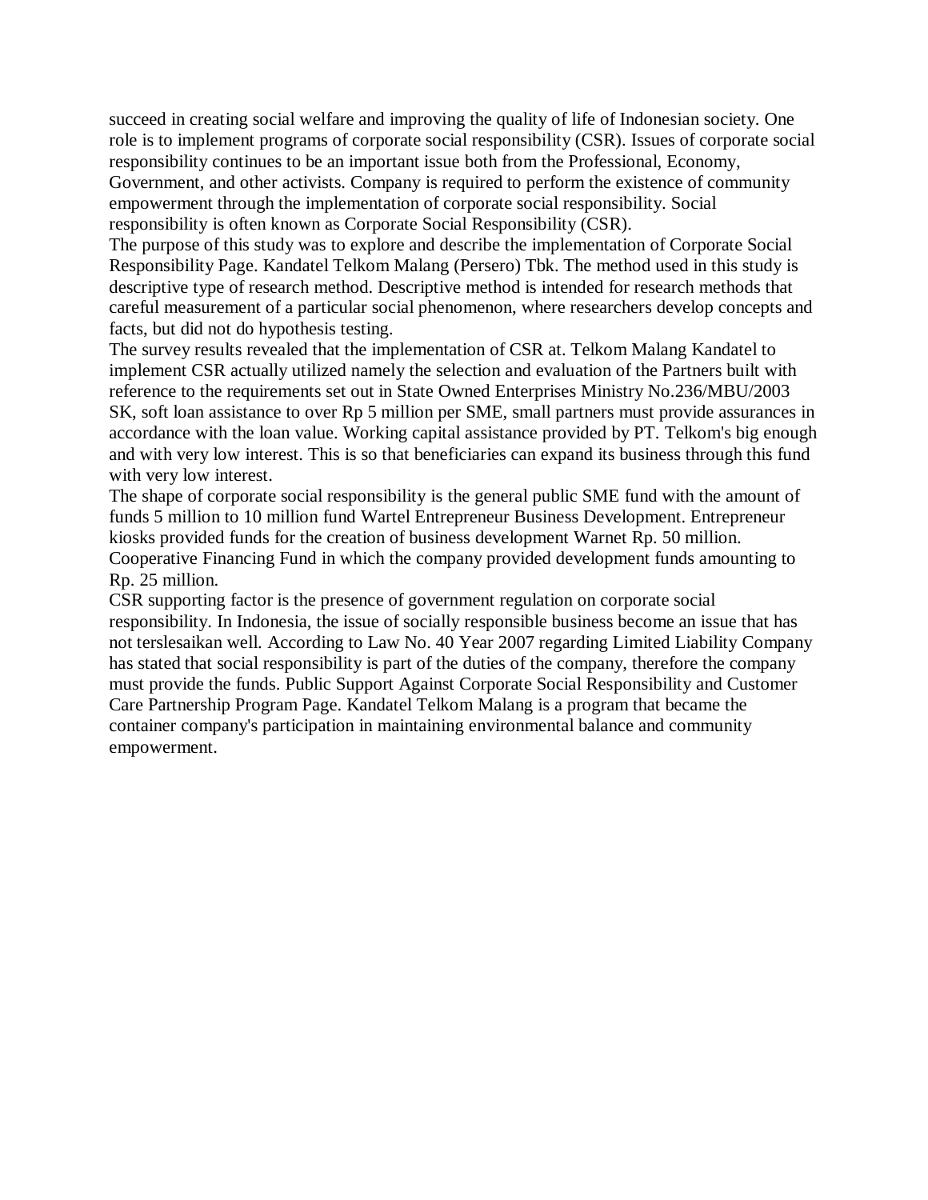succeed in creating social welfare and improving the quality of life of Indonesian society. One role is to implement programs of corporate social responsibility (CSR). Issues of corporate social responsibility continues to be an important issue both from the Professional, Economy, Government, and other activists. Company is required to perform the existence of community empowerment through the implementation of corporate social responsibility. Social responsibility is often known as Corporate Social Responsibility (CSR).

The purpose of this study was to explore and describe the implementation of Corporate Social Responsibility Page. Kandatel Telkom Malang (Persero) Tbk. The method used in this study is descriptive type of research method. Descriptive method is intended for research methods that careful measurement of a particular social phenomenon, where researchers develop concepts and facts, but did not do hypothesis testing.

The survey results revealed that the implementation of CSR at. Telkom Malang Kandatel to implement CSR actually utilized namely the selection and evaluation of the Partners built with reference to the requirements set out in State Owned Enterprises Ministry No.236/MBU/2003 SK, soft loan assistance to over Rp 5 million per SME, small partners must provide assurances in accordance with the loan value. Working capital assistance provided by PT. Telkom's big enough and with very low interest. This is so that beneficiaries can expand its business through this fund with very low interest.

The shape of corporate social responsibility is the general public SME fund with the amount of funds 5 million to 10 million fund Wartel Entrepreneur Business Development. Entrepreneur kiosks provided funds for the creation of business development Warnet Rp. 50 million. Cooperative Financing Fund in which the company provided development funds amounting to Rp. 25 million.

CSR supporting factor is the presence of government regulation on corporate social responsibility. In Indonesia, the issue of socially responsible business become an issue that has not terslesaikan well. According to Law No. 40 Year 2007 regarding Limited Liability Company has stated that social responsibility is part of the duties of the company, therefore the company must provide the funds. Public Support Against Corporate Social Responsibility and Customer Care Partnership Program Page. Kandatel Telkom Malang is a program that became the container company's participation in maintaining environmental balance and community empowerment.